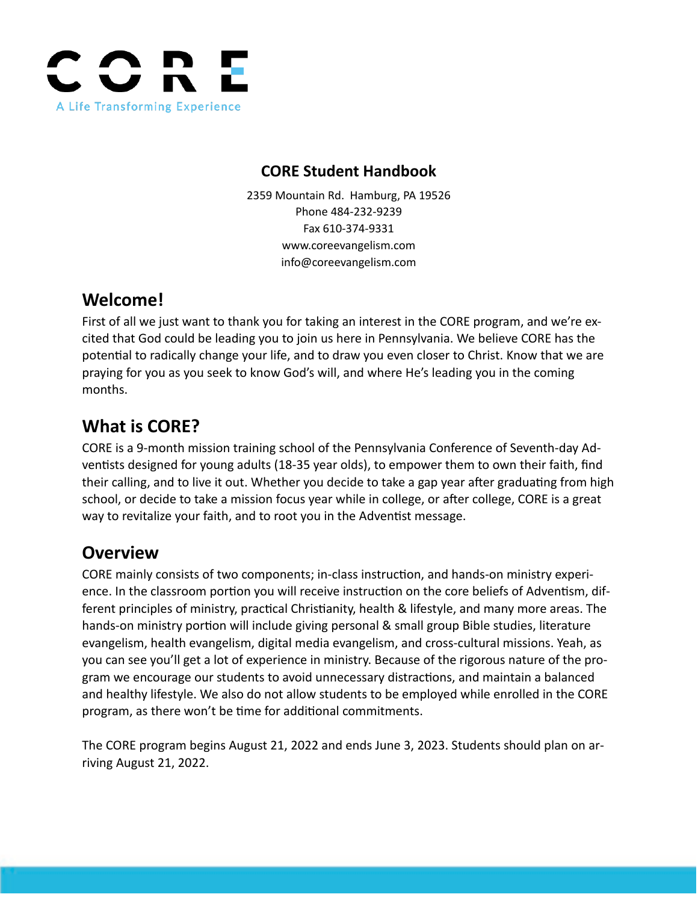CORE

A Life Transforming Experience

# CORE Student Handbook

2359 Mountain Rd. Hamburg, PA 19526
Phone 484-232-9239
Fax 610-374-9331
www.coreevangelism.com
info@coreevangelism.com

## Welcome!

First of all we just want to thank you for taking an interest in the CORE program, and we're excited that God could be leading you to join us here in Pennsylvania. We believe CORE has the potential to radically change your life, and to draw you even closer to Christ. Know that we are praying for you as you seek to know God's will, and where He's leading you in the coming months.

## What is CORE?

CORE is a 9-month mission training school of the Pennsylvania Conference of Seventh-day Adventists designed for young adults (18-35 year olds), to empower them to own their faith, find their calling, and to live it out. Whether you decide to take a gap year after graduating from high school, or decide to take a mission focus year while in college, or after college, CORE is a great way to revitalize your faith, and to root you in the Adventist message.

## Overview

CORE mainly consists of two components; in-class instruction, and hands-on ministry experience. In the classroom portion you will receive instruction on the core beliefs of Adventism, different principles of ministry, practical Christianity, health & lifestyle, and many more areas. The hands-on ministry portion will include giving personal & small group Bible studies, literature evangelism, health evangelism, digital media evangelism, and cross-cultural missions. Yeah, as you can see you'll get a lot of experience in ministry. Because of the rigorous nature of the program we encourage our students to avoid unnecessary distractions, and maintain a balanced and healthy lifestyle. We also do not allow students to be employed while enrolled in the CORE program, as there won't be time for additional commitments.

The CORE program begins August 21, 2022 and ends June 3, 2023. Students should plan on arriving August 21, 2022.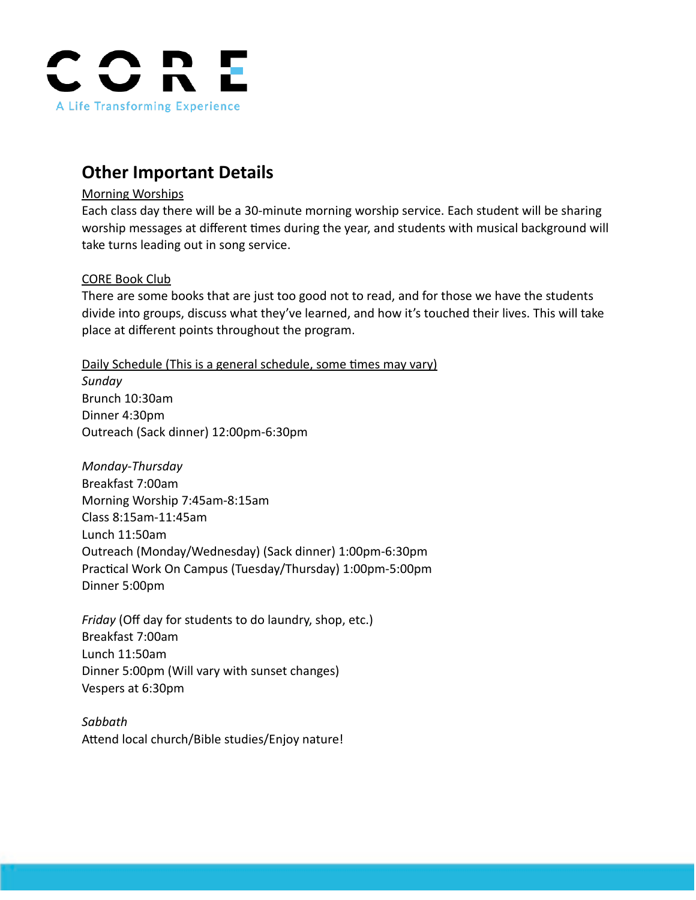## Other Important Details

Morning Worships

Each class day there will be a 30-minute morning worship service. Each student will be sharing worship messages at different times during the year, and students with musical background will take turns leading out in song service.

CORE Book Club

There are some books that are just too good not to read, and for those we have the students divide into groups, discuss what they've learned, and how it's touched their lives. This will take place at different points throughout the program.

Daily Schedule (This is a general schedule, some times may vary)

*Sunday*
Brunch 10:30am
Dinner 4:30pm
Outreach (Sack dinner) 12:00pm-6:30pm

*Monday-Thursday*
Breakfast 7:00am
Morning Worship 7:45am-8:15am
Class 8:15am-11:45am
Lunch 11:50am
Outreach (Monday/Wednesday) (Sack dinner) 1:00pm-6:30pm
Practical Work On Campus (Tuesday/Thursday) 1:00pm-5:00pm
Dinner 5:00pm

*Friday* (Off day for students to do laundry, shop, etc.)
Breakfast 7:00am
Lunch 11:50am
Dinner 5:00pm (Will vary with sunset changes)
Vespers at 6:30pm

*Sabbath*
Attend local church/Bible studies/Enjoy nature!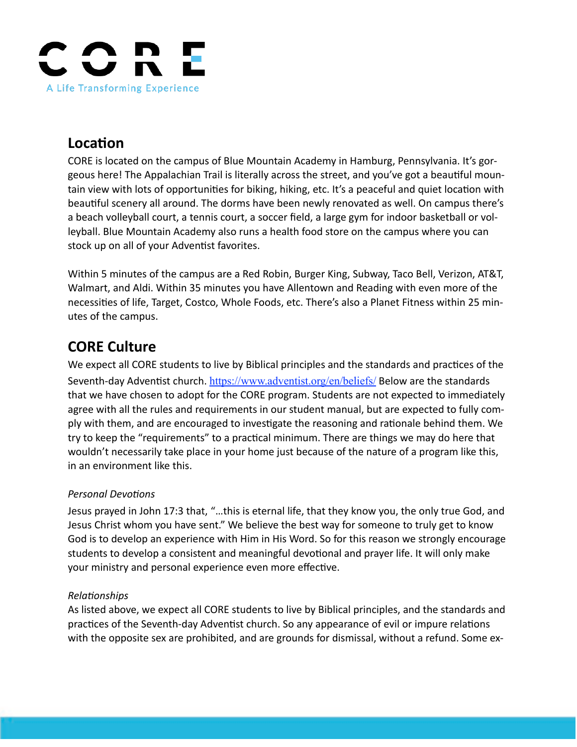CORE

A Life Transforming Experience

## Location

CORE is located on the campus of Blue Mountain Academy in Hamburg, Pennsylvania. It's gorgeous here! The Appalachian Trail is literally across the street, and you've got a beautiful mountain view with lots of opportunities for biking, hiking, etc. It's a peaceful and quiet location with beautiful scenery all around. The dorms have been newly renovated as well. On campus there's a beach volleyball court, a tennis court, a soccer field, a large gym for indoor basketball or volleyball. Blue Mountain Academy also runs a health food store on the campus where you can stock up on all of your Adventist favorites.

Within 5 minutes of the campus are a Red Robin, Burger King, Subway, Taco Bell, Verizon, AT&T, Walmart, and Aldi. Within 35 minutes you have Allentown and Reading with even more of the necessities of life, Target, Costco, Whole Foods, etc. There's also a Planet Fitness within 25 minutes of the campus.

## CORE Culture

We expect all CORE students to live by Biblical principles and the standards and practices of the Seventh-day Adventist church. https://www.adventist.org/en/beliefs/ Below are the standards that we have chosen to adopt for the CORE program. Students are not expected to immediately agree with all the rules and requirements in our student manual, but are expected to fully comply with them, and are encouraged to investigate the reasoning and rationale behind them. We try to keep the "requirements" to a practical minimum. There are things we may do here that wouldn't necessarily take place in your home just because of the nature of a program like this, in an environment like this.

*Personal Devotions*

Jesus prayed in John 17:3 that, "…this is eternal life, that they know you, the only true God, and Jesus Christ whom you have sent." We believe the best way for someone to truly get to know God is to develop an experience with Him in His Word. So for this reason we strongly encourage students to develop a consistent and meaningful devotional and prayer life. It will only make your ministry and personal experience even more effective.

*Relationships*

As listed above, we expect all CORE students to live by Biblical principles, and the standards and practices of the Seventh-day Adventist church. So any appearance of evil or impure relations with the opposite sex are prohibited, and are grounds for dismissal, without a refund. Some ex-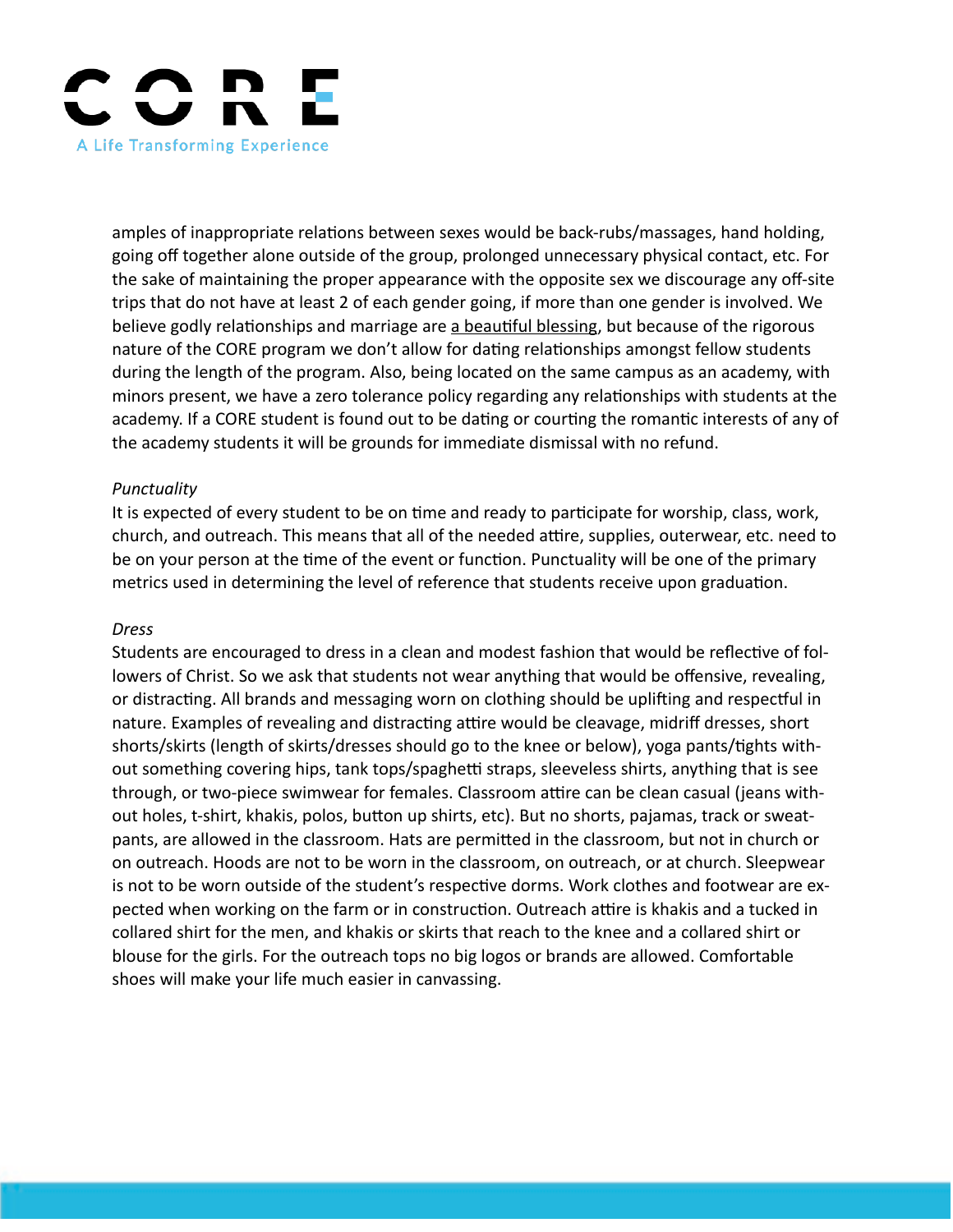amples of inappropriate relations between sexes would be back-rubs/massages, hand holding, going off together alone outside of the group, prolonged unnecessary physical contact, etc. For the sake of maintaining the proper appearance with the opposite sex we discourage any off-site trips that do not have at least 2 of each gender going, if more than one gender is involved. We believe godly relationships and marriage are a beautiful blessing, but because of the rigorous nature of the CORE program we don't allow for dating relationships amongst fellow students during the length of the program. Also, being located on the same campus as an academy, with minors present, we have a zero tolerance policy regarding any relationships with students at the academy. If a CORE student is found out to be dating or courting the romantic interests of any of the academy students it will be grounds for immediate dismissal with no refund.

*Punctuality*

It is expected of every student to be on time and ready to participate for worship, class, work, church, and outreach. This means that all of the needed attire, supplies, outerwear, etc. need to be on your person at the time of the event or function. Punctuality will be one of the primary metrics used in determining the level of reference that students receive upon graduation.

*Dress*

Students are encouraged to dress in a clean and modest fashion that would be reflective of followers of Christ. So we ask that students not wear anything that would be offensive, revealing, or distracting. All brands and messaging worn on clothing should be uplifting and respectful in nature. Examples of revealing and distracting attire would be cleavage, midriff dresses, short shorts/skirts (length of skirts/dresses should go to the knee or below), yoga pants/tights without something covering hips, tank tops/spaghetti straps, sleeveless shirts, anything that is see through, or two-piece swimwear for females. Classroom attire can be clean casual (jeans without holes, t-shirt, khakis, polos, button up shirts, etc). But no shorts, pajamas, track or sweatpants, are allowed in the classroom. Hats are permitted in the classroom, but not in church or on outreach. Hoods are not to be worn in the classroom, on outreach, or at church. Sleepwear is not to be worn outside of the student's respective dorms. Work clothes and footwear are expected when working on the farm or in construction. Outreach attire is khakis and a tucked in collared shirt for the men, and khakis or skirts that reach to the knee and a collared shirt or blouse for the girls. For the outreach tops no big logos or brands are allowed. Comfortable shoes will make your life much easier in canvassing.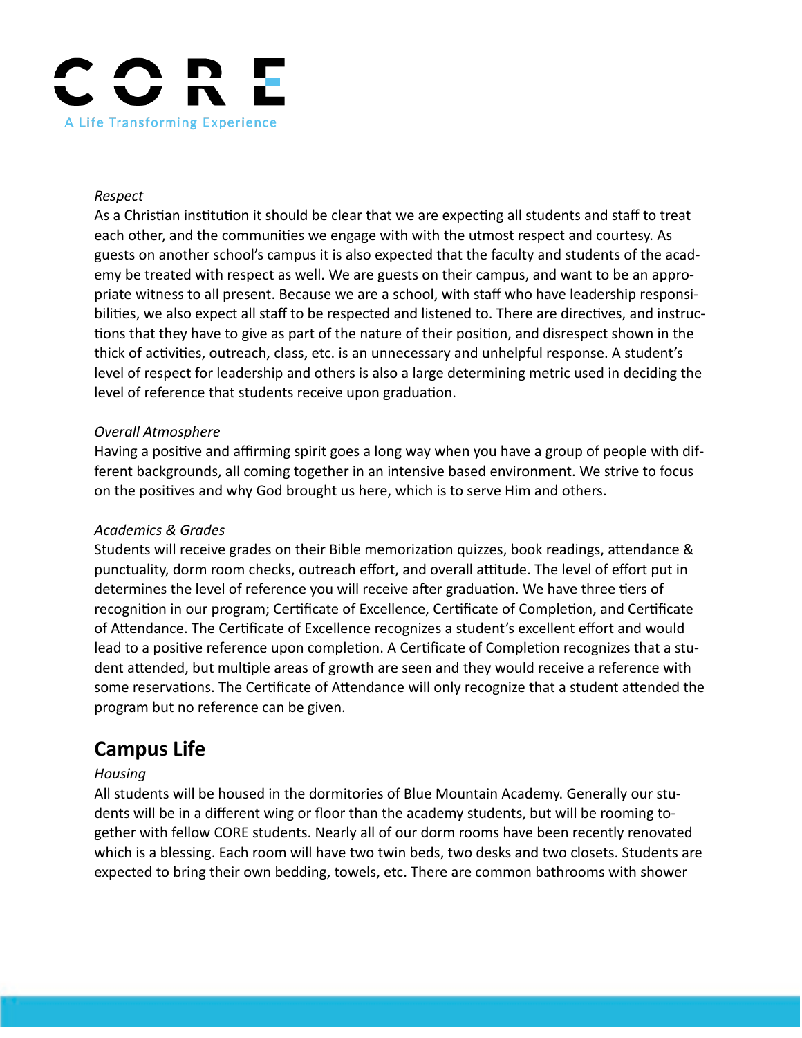*Respect*

As a Christian institution it should be clear that we are expecting all students and staff to treat each other, and the communities we engage with with the utmost respect and courtesy. As guests on another school's campus it is also expected that the faculty and students of the academy be treated with respect as well. We are guests on their campus, and want to be an appropriate witness to all present. Because we are a school, with staff who have leadership responsibilities, we also expect all staff to be respected and listened to. There are directives, and instructions that they have to give as part of the nature of their position, and disrespect shown in the thick of activities, outreach, class, etc. is an unnecessary and unhelpful response. A student's level of respect for leadership and others is also a large determining metric used in deciding the level of reference that students receive upon graduation.

*Overall Atmosphere*

Having a positive and affirming spirit goes a long way when you have a group of people with different backgrounds, all coming together in an intensive based environment. We strive to focus on the positives and why God brought us here, which is to serve Him and others.

*Academics & Grades*

Students will receive grades on their Bible memorization quizzes, book readings, attendance & punctuality, dorm room checks, outreach effort, and overall attitude. The level of effort put in determines the level of reference you will receive after graduation. We have three tiers of recognition in our program; Certificate of Excellence, Certificate of Completion, and Certificate of Attendance. The Certificate of Excellence recognizes a student's excellent effort and would lead to a positive reference upon completion. A Certificate of Completion recognizes that a student attended, but multiple areas of growth are seen and they would receive a reference with some reservations. The Certificate of Attendance will only recognize that a student attended the program but no reference can be given.

## Campus Life

*Housing*

All students will be housed in the dormitories of Blue Mountain Academy. Generally our students will be in a different wing or floor than the academy students, but will be rooming together with fellow CORE students. Nearly all of our dorm rooms have been recently renovated which is a blessing. Each room will have two twin beds, two desks and two closets. Students are expected to bring their own bedding, towels, etc. There are common bathrooms with shower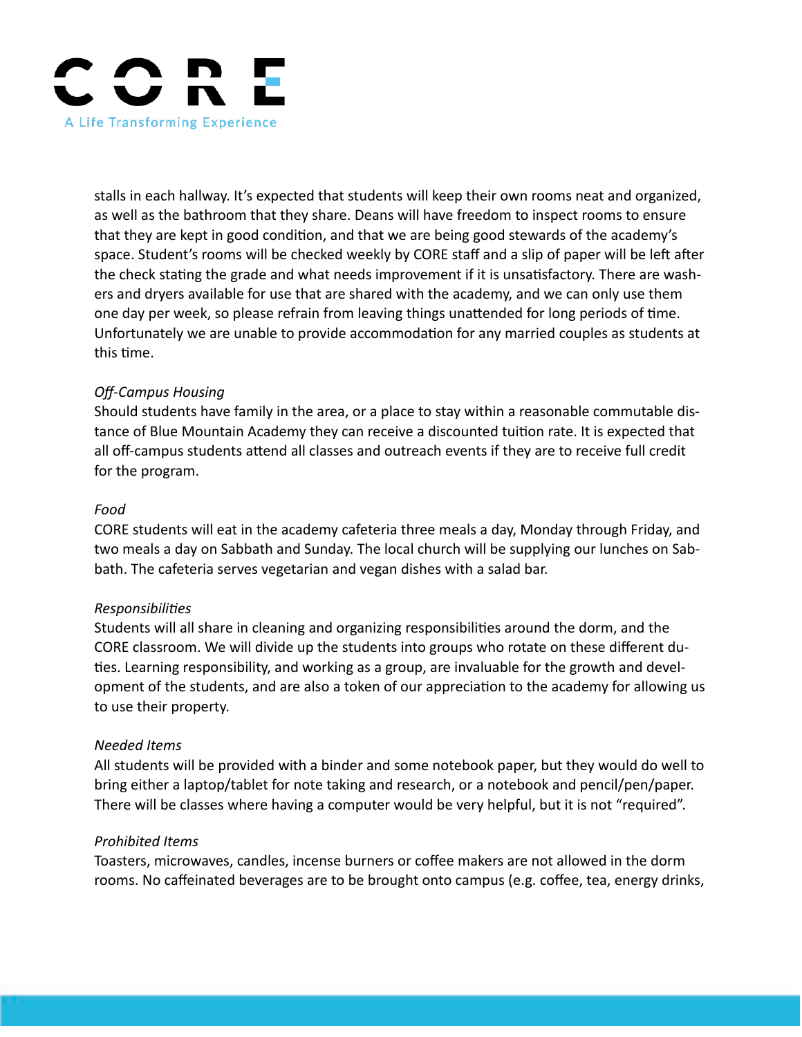stalls in each hallway. It's expected that students will keep their own rooms neat and organized, as well as the bathroom that they share. Deans will have freedom to inspect rooms to ensure that they are kept in good condition, and that we are being good stewards of the academy's space. Student's rooms will be checked weekly by CORE staff and a slip of paper will be left after the check stating the grade and what needs improvement if it is unsatisfactory. There are washers and dryers available for use that are shared with the academy, and we can only use them one day per week, so please refrain from leaving things unattended for long periods of time. Unfortunately we are unable to provide accommodation for any married couples as students at this time.

*Off-Campus Housing*
Should students have family in the area, or a place to stay within a reasonable commutable distance of Blue Mountain Academy they can receive a discounted tuition rate. It is expected that all off-campus students attend all classes and outreach events if they are to receive full credit for the program.

*Food*
CORE students will eat in the academy cafeteria three meals a day, Monday through Friday, and two meals a day on Sabbath and Sunday. The local church will be supplying our lunches on Sabbath. The cafeteria serves vegetarian and vegan dishes with a salad bar.

*Responsibilities*
Students will all share in cleaning and organizing responsibilities around the dorm, and the CORE classroom. We will divide up the students into groups who rotate on these different duties. Learning responsibility, and working as a group, are invaluable for the growth and development of the students, and are also a token of our appreciation to the academy for allowing us to use their property.

*Needed Items*
All students will be provided with a binder and some notebook paper, but they would do well to bring either a laptop/tablet for note taking and research, or a notebook and pencil/pen/paper. There will be classes where having a computer would be very helpful, but it is not "required".

*Prohibited Items*
Toasters, microwaves, candles, incense burners or coffee makers are not allowed in the dorm rooms. No caffeinated beverages are to be brought onto campus (e.g. coffee, tea, energy drinks,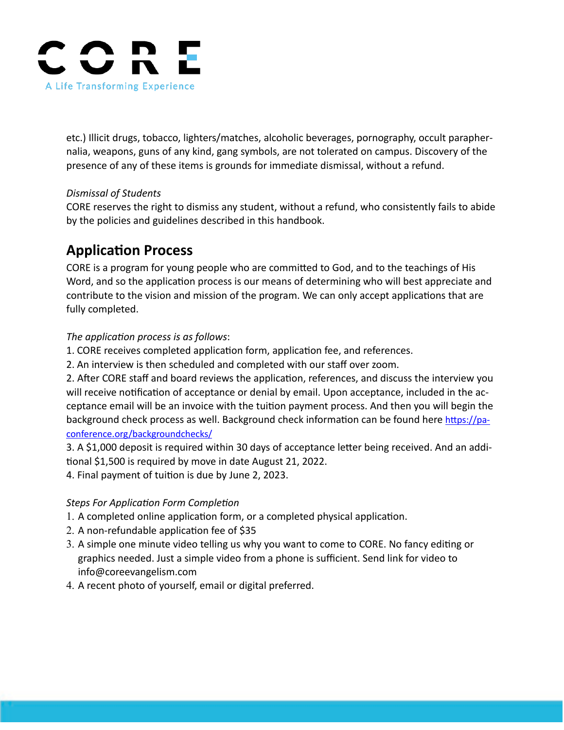etc.) Illicit drugs, tobacco, lighters/matches, alcoholic beverages, pornography, occult paraphernalia, weapons, guns of any kind, gang symbols, are not tolerated on campus. Discovery of the presence of any of these items is grounds for immediate dismissal, without a refund.

*Dismissal of Students*
CORE reserves the right to dismiss any student, without a refund, who consistently fails to abide by the policies and guidelines described in this handbook.

## Application Process

CORE is a program for young people who are committed to God, and to the teachings of His Word, and so the application process is our means of determining who will best appreciate and contribute to the vision and mission of the program. We can only accept applications that are fully completed.

*The application process is as follows*:
1. CORE receives completed application form, application fee, and references.
2. An interview is then scheduled and completed with our staff over zoom.
2. After CORE staff and board reviews the application, references, and discuss the interview you will receive notification of acceptance or denial by email. Upon acceptance, included in the acceptance email will be an invoice with the tuition payment process. And then you will begin the background check process as well. Background check information can be found here [https://paconference.org/backgroundchecks/](https://paconference.org/backgroundchecks/)
3. A $1,000 deposit is required within 30 days of acceptance letter being received. And an additional $1,500 is required by move in date August 21, 2022.
4. Final payment of tuition is due by June 2, 2023.

*Steps For Application Form Completion*
1. A completed online application form, or a completed physical application.
2. A non-refundable application fee of $35
3. A simple one minute video telling us why you want to come to CORE. No fancy editing or graphics needed. Just a simple video from a phone is sufficient. Send link for video to info@coreevangelism.com
4. A recent photo of yourself, email or digital preferred.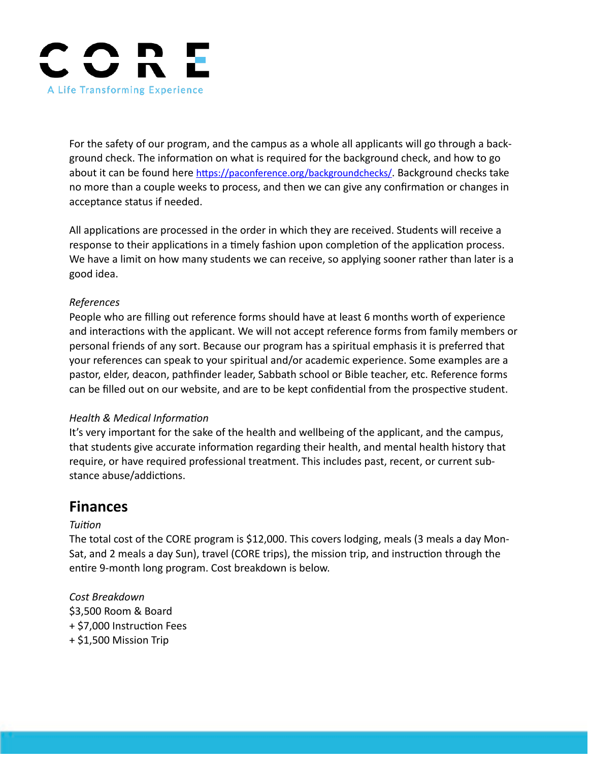For the safety of our program, and the campus as a whole all applicants will go through a background check. The information on what is required for the background check, and how to go about it can be found here https://paconference.org/backgroundchecks/. Background checks take no more than a couple weeks to process, and then we can give any confirmation or changes in acceptance status if needed.

All applications are processed in the order in which they are received. Students will receive a response to their applications in a timely fashion upon completion of the application process. We have a limit on how many students we can receive, so applying sooner rather than later is a good idea.

*References*
People who are filling out reference forms should have at least 6 months worth of experience and interactions with the applicant. We will not accept reference forms from family members or personal friends of any sort. Because our program has a spiritual emphasis it is preferred that your references can speak to your spiritual and/or academic experience. Some examples are a pastor, elder, deacon, pathfinder leader, Sabbath school or Bible teacher, etc. Reference forms can be filled out on our website, and are to be kept confidential from the prospective student.

*Health & Medical Information*
It's very important for the sake of the health and wellbeing of the applicant, and the campus, that students give accurate information regarding their health, and mental health history that require, or have required professional treatment. This includes past, recent, or current substance abuse/addictions.

## Finances

*Tuition*
The total cost of the CORE program is $12,000. This covers lodging, meals (3 meals a day Mon-Sat, and 2 meals a day Sun), travel (CORE trips), the mission trip, and instruction through the entire 9-month long program. Cost breakdown is below.

*Cost Breakdown*
$3,500 Room & Board
+ $7,000 Instruction Fees
+ $1,500 Mission Trip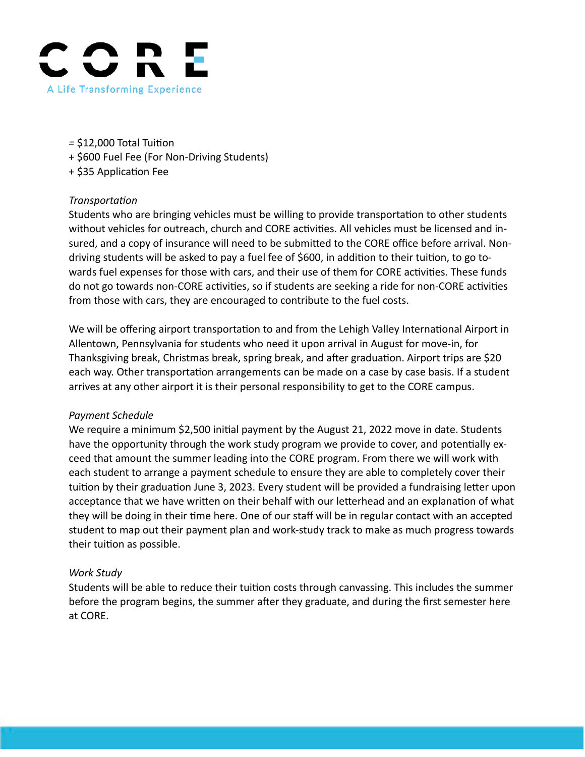= $12,000 Total Tuition
+ $600 Fuel Fee (For Non-Driving Students)
+ $35 Application Fee

*Transportation*

Students who are bringing vehicles must be willing to provide transportation to other students without vehicles for outreach, church and CORE activities. All vehicles must be licensed and insured, and a copy of insurance will need to be submitted to the CORE office before arrival. Non-driving students will be asked to pay a fuel fee of $600, in addition to their tuition, to go towards fuel expenses for those with cars, and their use of them for CORE activities. These funds do not go towards non-CORE activities, so if students are seeking a ride for non-CORE activities from those with cars, they are encouraged to contribute to the fuel costs.

We will be offering airport transportation to and from the Lehigh Valley International Airport in Allentown, Pennsylvania for students who need it upon arrival in August for move-in, for Thanksgiving break, Christmas break, spring break, and after graduation. Airport trips are $20 each way. Other transportation arrangements can be made on a case by case basis. If a student arrives at any other airport it is their personal responsibility to get to the CORE campus.

*Payment Schedule*

We require a minimum $2,500 initial payment by the August 21, 2022 move in date. Students have the opportunity through the work study program we provide to cover, and potentially exceed that amount the summer leading into the CORE program. From there we will work with each student to arrange a payment schedule to ensure they are able to completely cover their tuition by their graduation June 3, 2023. Every student will be provided a fundraising letter upon acceptance that we have written on their behalf with our letterhead and an explanation of what they will be doing in their time here. One of our staff will be in regular contact with an accepted student to map out their payment plan and work-study track to make as much progress towards their tuition as possible.

*Work Study*

Students will be able to reduce their tuition costs through canvassing. This includes the summer before the program begins, the summer after they graduate, and during the first semester here at CORE.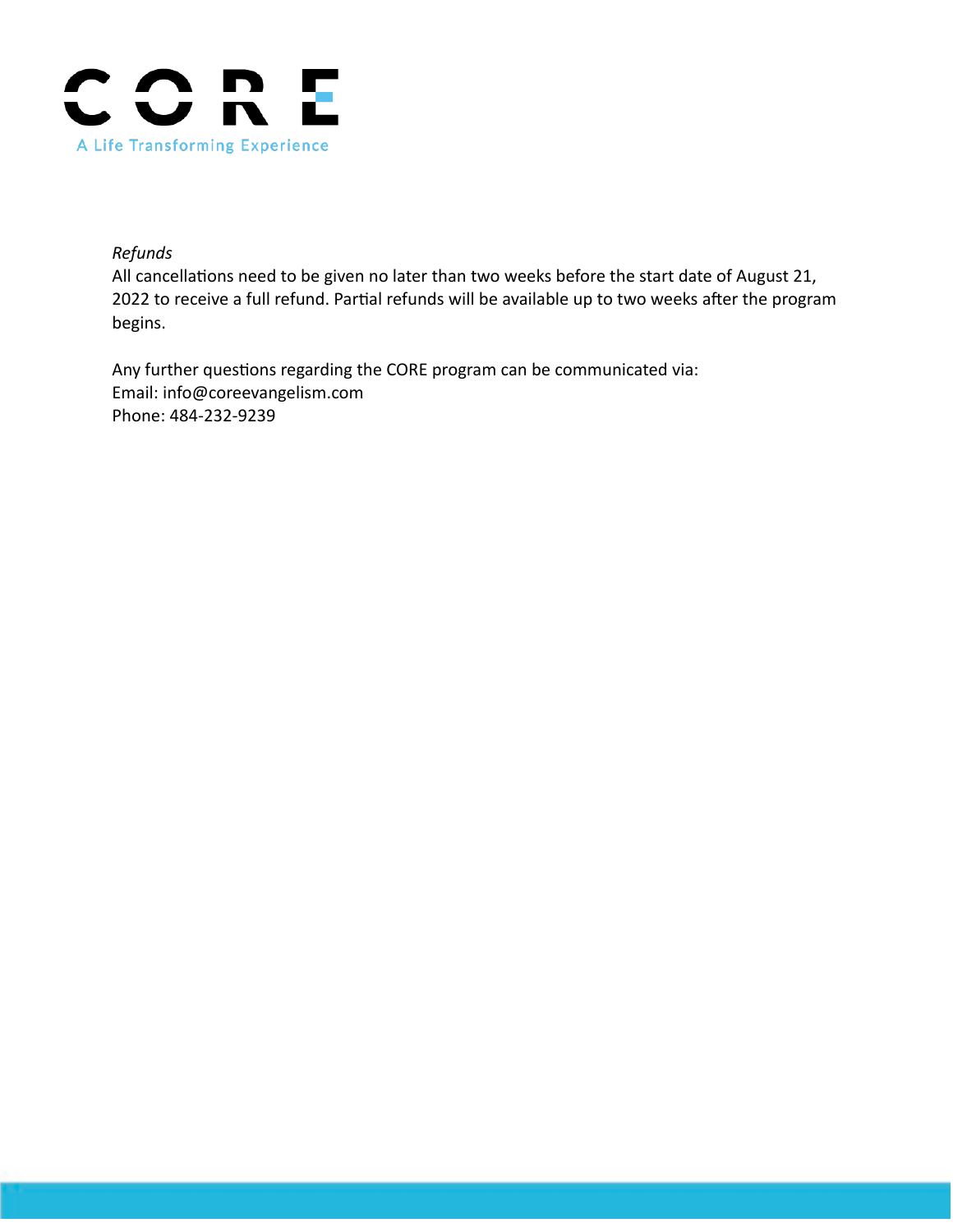CORE

A Life Transforming Experience

*Refunds*

All cancellations need to be given no later than two weeks before the start date of August 21, 2022 to receive a full refund. Partial refunds will be available up to two weeks after the program begins.

Any further questions regarding the CORE program can be communicated via:
Email: info@coreevangelism.com
Phone: 484-232-9239